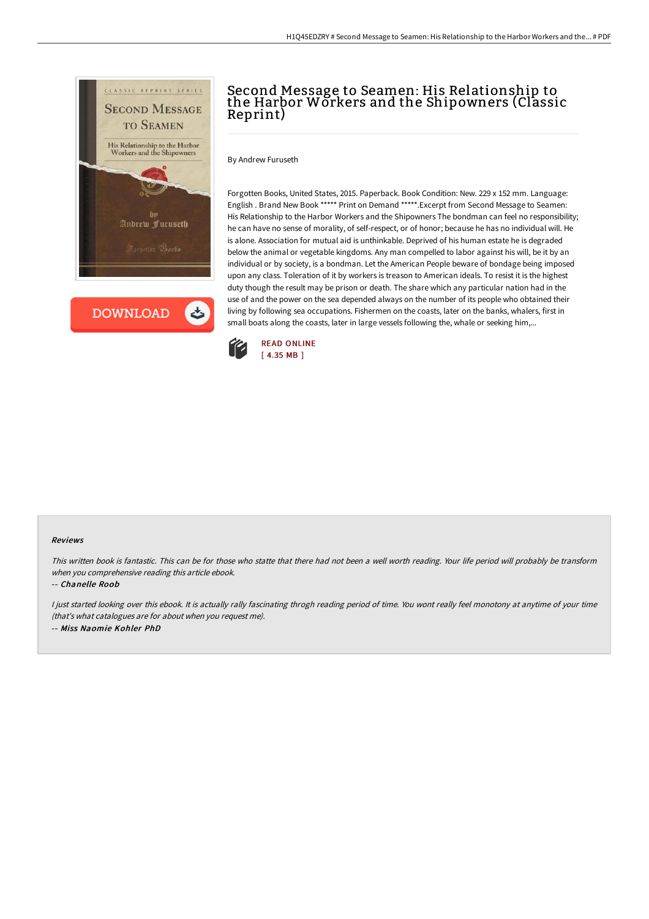# Second Message to Seamen: His Relationship to the Harbor Workers and the Shipowners (Classic Reprint)

By Andrew Furuseth

Forgotten Books, United States, 2015. Paperback. Book Condition: New. 229 x 152 mm. Language: English . Brand New Book ***** Print on Demand *****.Excerpt from Second Message to Seamen: His Relationship to the Harbor Workers and the Shipowners The bondman can feel no responsibility; he can have no sense of morality, of self-respect, or of honor; because he has no individual will. He is alone. Association for mutual aid is unthinkable. Deprived of his human estate he is degraded below the animal or vegetable kingdoms. Any man compelled to labor against his will, be it by an individual or by society, is a bondman. Let the American People beware of bondage being imposed upon any class. Toleration of it by workers is treason to American ideals. To resist it is the highest duty though the result may be prison or death. The share which any particular nation had in the use of and the power on the sea depended always on the number of its people who obtained their living by following sea occupations. Fishermen on the coasts, later on the banks, whalers, first in small boats along the coasts, later in large vessels following the, whale or seeking him,...

READ ONLINE
[ 4.35 MB ]

DOWNLOAD

### Reviews

*This written book is fantastic. This can be for those who statte that there had not been a well worth reading. Your life period will probably be transform when you comprehensive reading this article ebook.*

-- ***Chanelle Roob***

*I just started looking over this ebook. It is actually rally fascinating throgh reading period of time. You wont really feel monotony at anytime of your time (that's what catalogues are for about when you request me).*

-- ***Miss Naomie Kohler PhD***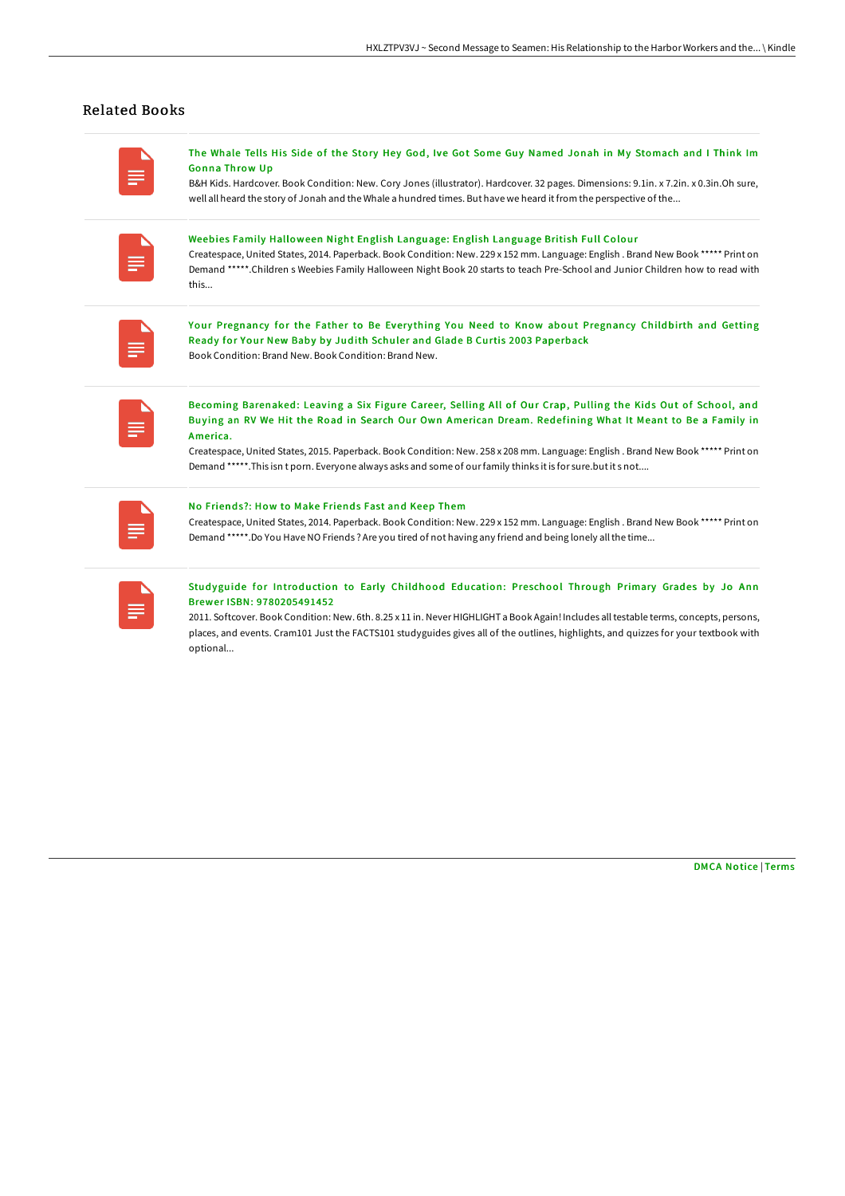## Related Books

**The Whale Tells His Side of the Story Hey God, Ive Got Some Guy Named Jonah in My Stomach and I Think Im Gonna Throw Up**

B&H Kids. Hardcover. Book Condition: New. Cory Jones (illustrator). Hardcover. 32 pages. Dimensions: 9.1in. x 7.2in. x 0.3in.Oh sure, well all heard the story of Jonah and the Whale a hundred times. But have we heard it from the perspective of the...

**Weebies Family Halloween Night English Language: English Language British Full Colour**

Createspace, United States, 2014. Paperback. Book Condition: New. 229 x 152 mm. Language: English . Brand New Book ***** Print on Demand *****.Children s Weebies Family Halloween Night Book 20 starts to teach Pre-School and Junior Children how to read with this...

**Your Pregnancy for the Father to Be Everything You Need to Know about Pregnancy Childbirth and Getting Ready for Your New Baby by Judith Schuler and Glade B Curtis 2003 Paperback**

Book Condition: Brand New. Book Condition: Brand New.

**Becoming Barenaked: Leaving a Six Figure Career, Selling All of Our Crap, Pulling the Kids Out of School, and Buying an RV We Hit the Road in Search Our Own American Dream. Redefining What It Meant to Be a Family in America.**

Createspace, United States, 2015. Paperback. Book Condition: New. 258 x 208 mm. Language: English . Brand New Book ***** Print on Demand *****.This isn t porn. Everyone always asks and some of our family thinks it is for sure.but it s not....

**No Friends?: How to Make Friends Fast and Keep Them**

Createspace, United States, 2014. Paperback. Book Condition: New. 229 x 152 mm. Language: English . Brand New Book ***** Print on Demand *****.Do You Have NO Friends ? Are you tired of not having any friend and being lonely all the time...

**Studyguide for Introduction to Early Childhood Education: Preschool Through Primary Grades by Jo Ann Brewer ISBN: 9780205491452**

2011. Softcover. Book Condition: New. 6th. 8.25 x 11 in. Never HIGHLIGHT a Book Again! Includes all testable terms, concepts, persons, places, and events. Cram101 Just the FACTS101 studyguides gives all of the outlines, highlights, and quizzes for your textbook with optional...